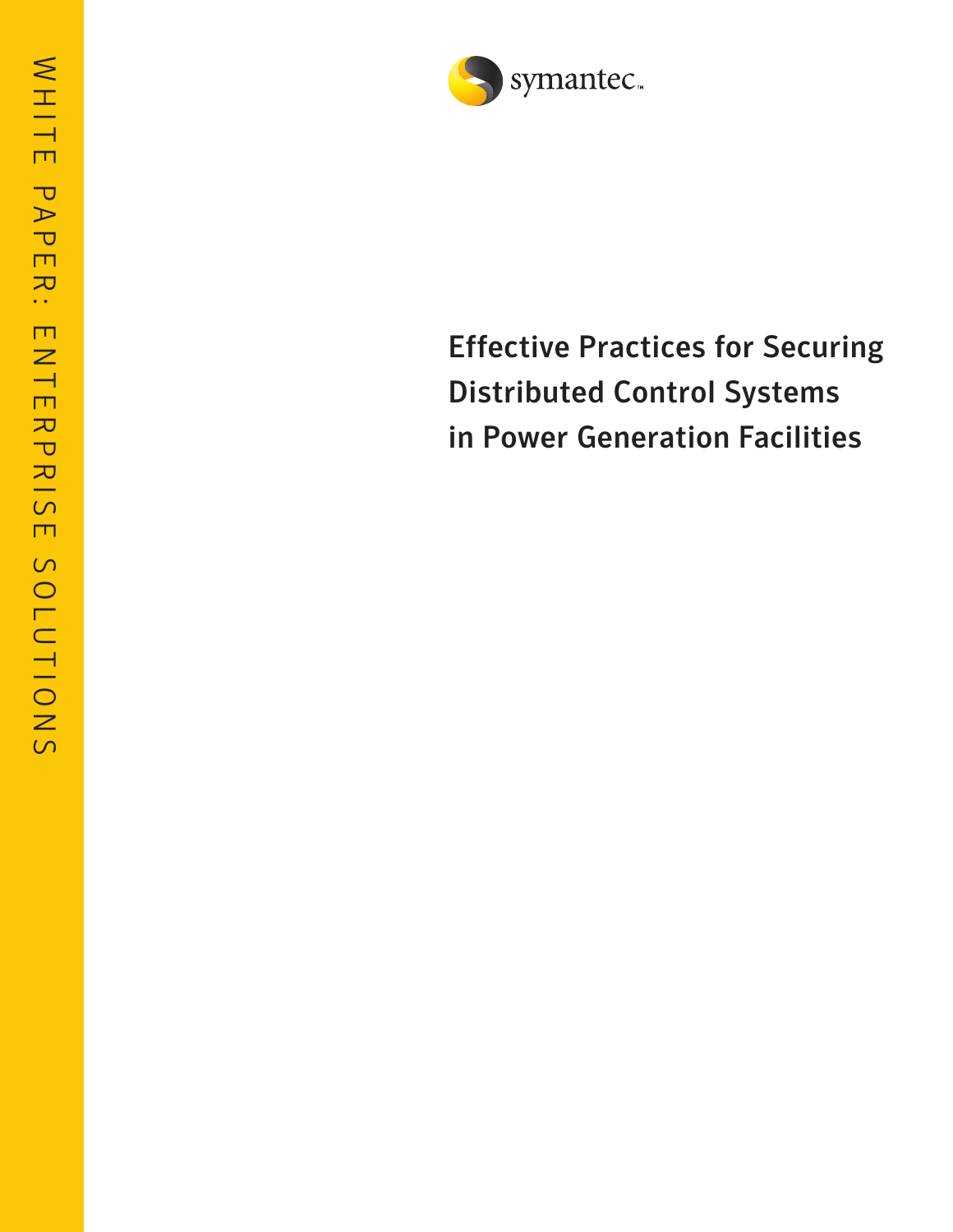WHITE PAPER: ENTERPRISE SOLUTIONS

symantec.

# Effective Practices for Securing Distributed Control Systems in Power Generation Facilities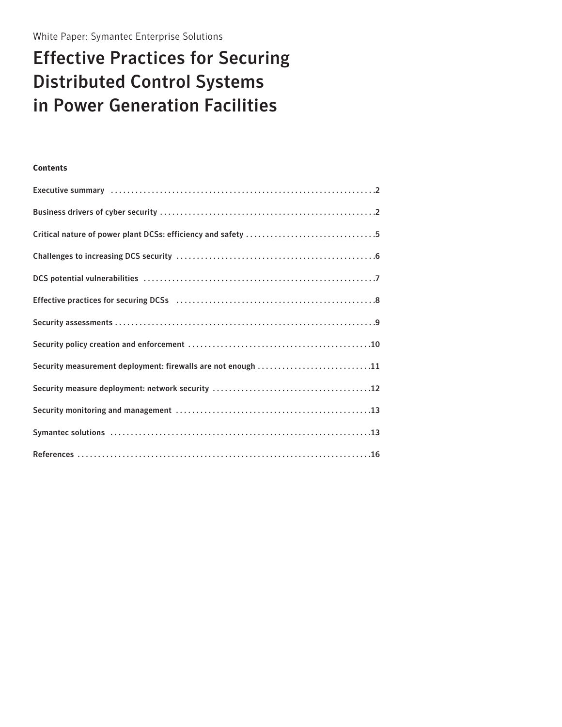White Paper: Symantec Enterprise Solutions

# Effective Practices for Securing Distributed Control Systems in Power Generation Facilities

**Contents**

| | |
|---|---|
| Executive summary | 2 |
| Business drivers of cyber security | 2 |
| Critical nature of power plant DCSs: efficiency and safety | 5 |
| Challenges to increasing DCS security | 6 |
| DCS potential vulnerabilities | 7 |
| Effective practices for securing DCSs | 8 |
| Security assessments | 9 |
| Security policy creation and enforcement | 10 |
| Security measurement deployment: firewalls are not enough | 11 |
| Security measure deployment: network security | 12 |
| Security monitoring and management | 13 |
| Symantec solutions | 13 |
| References | 16 |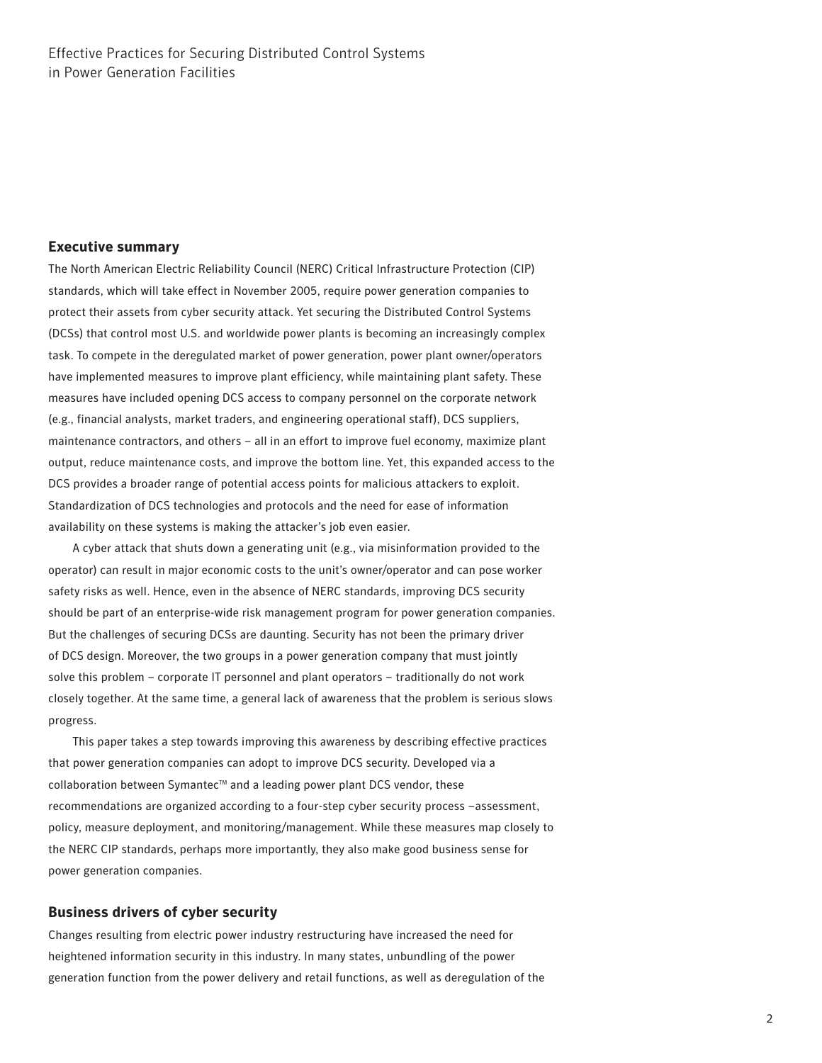## Executive summary

The North American Electric Reliability Council (NERC) Critical Infrastructure Protection (CIP) standards, which will take effect in November 2005, require power generation companies to protect their assets from cyber security attack. Yet securing the Distributed Control Systems (DCSs) that control most U.S. and worldwide power plants is becoming an increasingly complex task. To compete in the deregulated market of power generation, power plant owner/operators have implemented measures to improve plant efficiency, while maintaining plant safety. These measures have included opening DCS access to company personnel on the corporate network (e.g., financial analysts, market traders, and engineering operational staff), DCS suppliers, maintenance contractors, and others – all in an effort to improve fuel economy, maximize plant output, reduce maintenance costs, and improve the bottom line. Yet, this expanded access to the DCS provides a broader range of potential access points for malicious attackers to exploit. Standardization of DCS technologies and protocols and the need for ease of information availability on these systems is making the attacker's job even easier.

A cyber attack that shuts down a generating unit (e.g., via misinformation provided to the operator) can result in major economic costs to the unit's owner/operator and can pose worker safety risks as well. Hence, even in the absence of NERC standards, improving DCS security should be part of an enterprise-wide risk management program for power generation companies. But the challenges of securing DCSs are daunting. Security has not been the primary driver of DCS design. Moreover, the two groups in a power generation company that must jointly solve this problem – corporate IT personnel and plant operators – traditionally do not work closely together. At the same time, a general lack of awareness that the problem is serious slows progress.

This paper takes a step towards improving this awareness by describing effective practices that power generation companies can adopt to improve DCS security. Developed via a collaboration between Symantec™ and a leading power plant DCS vendor, these recommendations are organized according to a four-step cyber security process –assessment, policy, measure deployment, and monitoring/management. While these measures map closely to the NERC CIP standards, perhaps more importantly, they also make good business sense for power generation companies.

## Business drivers of cyber security

Changes resulting from electric power industry restructuring have increased the need for heightened information security in this industry. In many states, unbundling of the power generation function from the power delivery and retail functions, as well as deregulation of the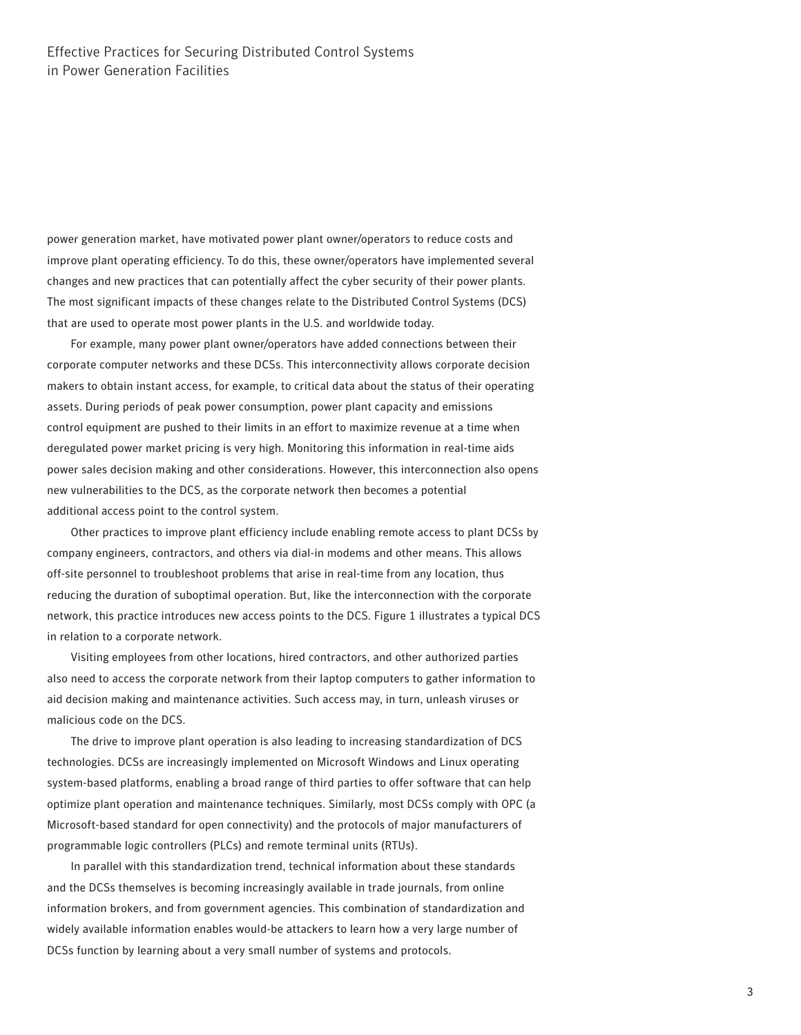power generation market, have motivated power plant owner/operators to reduce costs and improve plant operating efficiency. To do this, these owner/operators have implemented several changes and new practices that can potentially affect the cyber security of their power plants. The most significant impacts of these changes relate to the Distributed Control Systems (DCS) that are used to operate most power plants in the U.S. and worldwide today.

For example, many power plant owner/operators have added connections between their corporate computer networks and these DCSs. This interconnectivity allows corporate decision makers to obtain instant access, for example, to critical data about the status of their operating assets. During periods of peak power consumption, power plant capacity and emissions control equipment are pushed to their limits in an effort to maximize revenue at a time when deregulated power market pricing is very high. Monitoring this information in real-time aids power sales decision making and other considerations. However, this interconnection also opens new vulnerabilities to the DCS, as the corporate network then becomes a potential additional access point to the control system.

Other practices to improve plant efficiency include enabling remote access to plant DCSs by company engineers, contractors, and others via dial-in modems and other means. This allows off-site personnel to troubleshoot problems that arise in real-time from any location, thus reducing the duration of suboptimal operation. But, like the interconnection with the corporate network, this practice introduces new access points to the DCS. Figure 1 illustrates a typical DCS in relation to a corporate network.

Visiting employees from other locations, hired contractors, and other authorized parties also need to access the corporate network from their laptop computers to gather information to aid decision making and maintenance activities. Such access may, in turn, unleash viruses or malicious code on the DCS.

The drive to improve plant operation is also leading to increasing standardization of DCS technologies. DCSs are increasingly implemented on Microsoft Windows and Linux operating system-based platforms, enabling a broad range of third parties to offer software that can help optimize plant operation and maintenance techniques. Similarly, most DCSs comply with OPC (a Microsoft-based standard for open connectivity) and the protocols of major manufacturers of programmable logic controllers (PLCs) and remote terminal units (RTUs).

In parallel with this standardization trend, technical information about these standards and the DCSs themselves is becoming increasingly available in trade journals, from online information brokers, and from government agencies. This combination of standardization and widely available information enables would-be attackers to learn how a very large number of DCSs function by learning about a very small number of systems and protocols.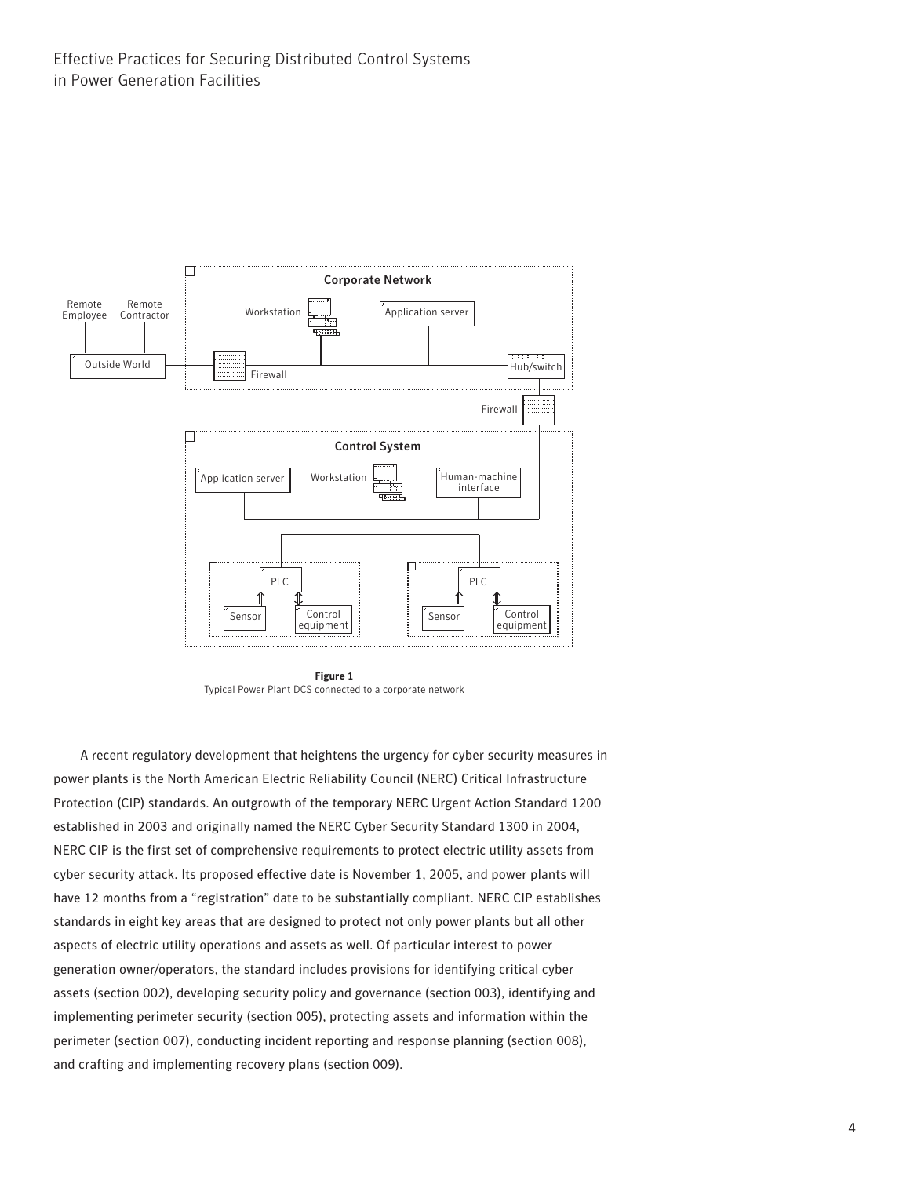**Figure 1**
Typical Power Plant DCS connected to a corporate network

A recent regulatory development that heightens the urgency for cyber security measures in power plants is the North American Electric Reliability Council (NERC) Critical Infrastructure Protection (CIP) standards. An outgrowth of the temporary NERC Urgent Action Standard 1200 established in 2003 and originally named the NERC Cyber Security Standard 1300 in 2004, NERC CIP is the first set of comprehensive requirements to protect electric utility assets from cyber security attack. Its proposed effective date is November 1, 2005, and power plants will have 12 months from a "registration" date to be substantially compliant. NERC CIP establishes standards in eight key areas that are designed to protect not only power plants but all other aspects of electric utility operations and assets as well. Of particular interest to power generation owner/operators, the standard includes provisions for identifying critical cyber assets (section 002), developing security policy and governance (section 003), identifying and implementing perimeter security (section 005), protecting assets and information within the perimeter (section 007), conducting incident reporting and response planning (section 008), and crafting and implementing recovery plans (section 009).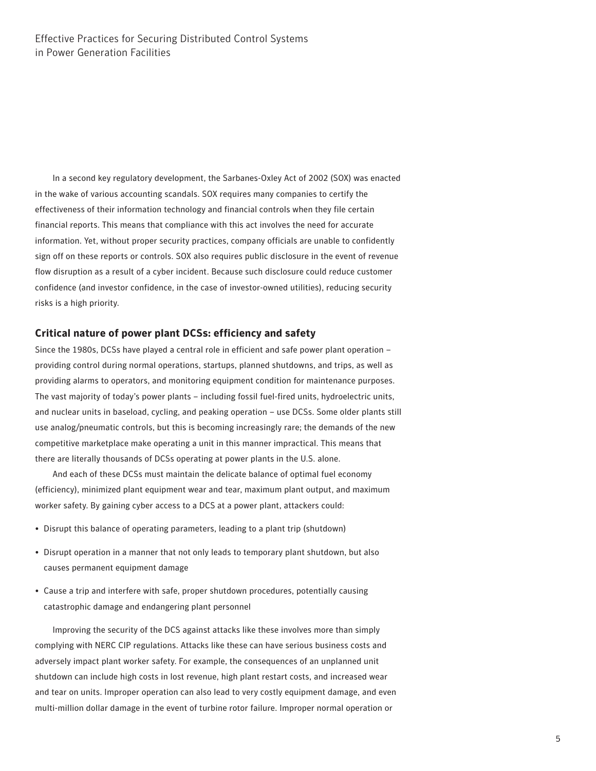In a second key regulatory development, the Sarbanes-Oxley Act of 2002 (SOX) was enacted in the wake of various accounting scandals. SOX requires many companies to certify the effectiveness of their information technology and financial controls when they file certain financial reports. This means that compliance with this act involves the need for accurate information. Yet, without proper security practices, company officials are unable to confidently sign off on these reports or controls. SOX also requires public disclosure in the event of revenue flow disruption as a result of a cyber incident. Because such disclosure could reduce customer confidence (and investor confidence, in the case of investor-owned utilities), reducing security risks is a high priority.

## Critical nature of power plant DCSs: efficiency and safety

Since the 1980s, DCSs have played a central role in efficient and safe power plant operation – providing control during normal operations, startups, planned shutdowns, and trips, as well as providing alarms to operators, and monitoring equipment condition for maintenance purposes. The vast majority of today's power plants – including fossil fuel-fired units, hydroelectric units, and nuclear units in baseload, cycling, and peaking operation – use DCSs. Some older plants still use analog/pneumatic controls, but this is becoming increasingly rare; the demands of the new competitive marketplace make operating a unit in this manner impractical. This means that there are literally thousands of DCSs operating at power plants in the U.S. alone.

And each of these DCSs must maintain the delicate balance of optimal fuel economy (efficiency), minimized plant equipment wear and tear, maximum plant output, and maximum worker safety. By gaining cyber access to a DCS at a power plant, attackers could:

- Disrupt this balance of operating parameters, leading to a plant trip (shutdown)
- Disrupt operation in a manner that not only leads to temporary plant shutdown, but also causes permanent equipment damage
- Cause a trip and interfere with safe, proper shutdown procedures, potentially causing catastrophic damage and endangering plant personnel

Improving the security of the DCS against attacks like these involves more than simply complying with NERC CIP regulations. Attacks like these can have serious business costs and adversely impact plant worker safety. For example, the consequences of an unplanned unit shutdown can include high costs in lost revenue, high plant restart costs, and increased wear and tear on units. Improper operation can also lead to very costly equipment damage, and even multi-million dollar damage in the event of turbine rotor failure. Improper normal operation or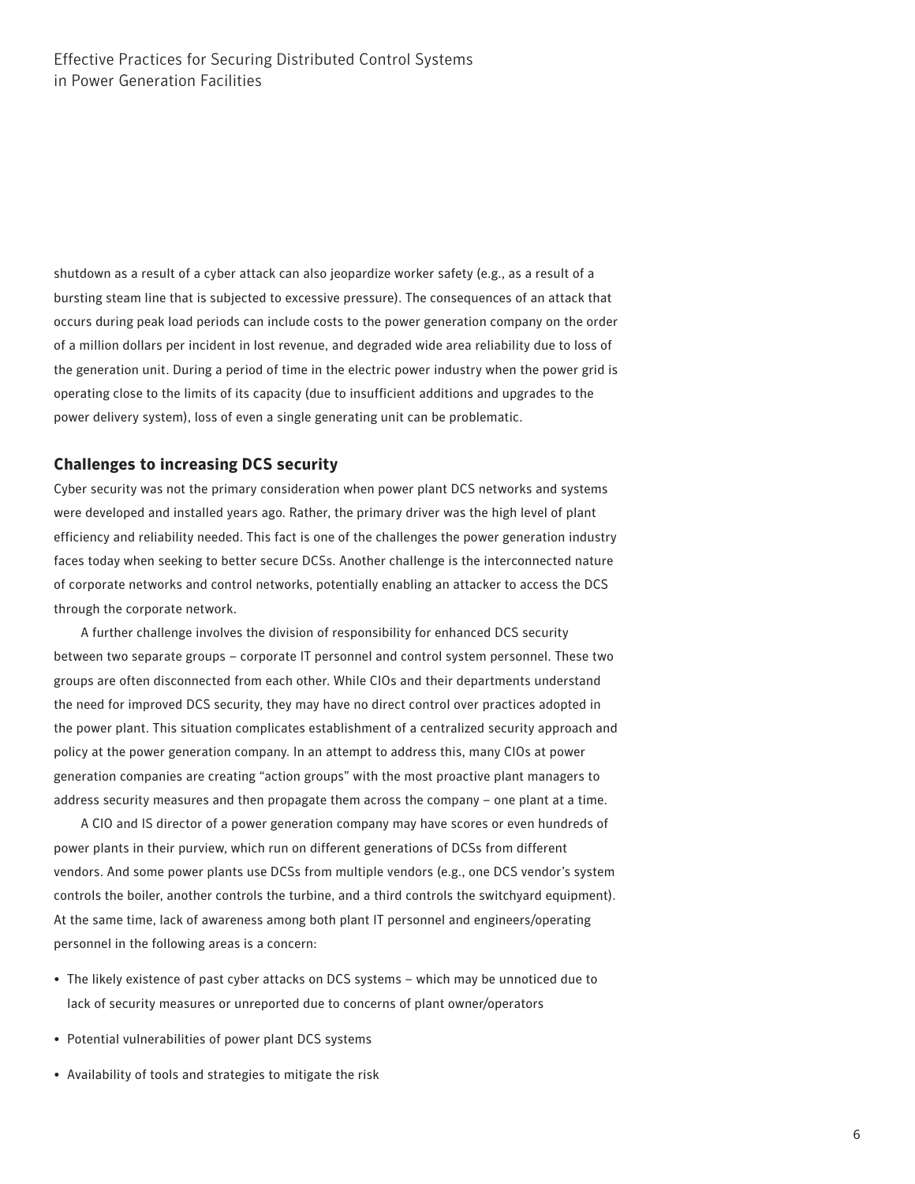shutdown as a result of a cyber attack can also jeopardize worker safety (e.g., as a result of a bursting steam line that is subjected to excessive pressure). The consequences of an attack that occurs during peak load periods can include costs to the power generation company on the order of a million dollars per incident in lost revenue, and degraded wide area reliability due to loss of the generation unit. During a period of time in the electric power industry when the power grid is operating close to the limits of its capacity (due to insufficient additions and upgrades to the power delivery system), loss of even a single generating unit can be problematic.

## Challenges to increasing DCS security

Cyber security was not the primary consideration when power plant DCS networks and systems were developed and installed years ago. Rather, the primary driver was the high level of plant efficiency and reliability needed. This fact is one of the challenges the power generation industry faces today when seeking to better secure DCSs. Another challenge is the interconnected nature of corporate networks and control networks, potentially enabling an attacker to access the DCS through the corporate network.

A further challenge involves the division of responsibility for enhanced DCS security between two separate groups – corporate IT personnel and control system personnel. These two groups are often disconnected from each other. While CIOs and their departments understand the need for improved DCS security, they may have no direct control over practices adopted in the power plant. This situation complicates establishment of a centralized security approach and policy at the power generation company. In an attempt to address this, many CIOs at power generation companies are creating "action groups" with the most proactive plant managers to address security measures and then propagate them across the company – one plant at a time.

A CIO and IS director of a power generation company may have scores or even hundreds of power plants in their purview, which run on different generations of DCSs from different vendors. And some power plants use DCSs from multiple vendors (e.g., one DCS vendor's system controls the boiler, another controls the turbine, and a third controls the switchyard equipment). At the same time, lack of awareness among both plant IT personnel and engineers/operating personnel in the following areas is a concern:

- The likely existence of past cyber attacks on DCS systems – which may be unnoticed due to lack of security measures or unreported due to concerns of plant owner/operators
- Potential vulnerabilities of power plant DCS systems
- Availability of tools and strategies to mitigate the risk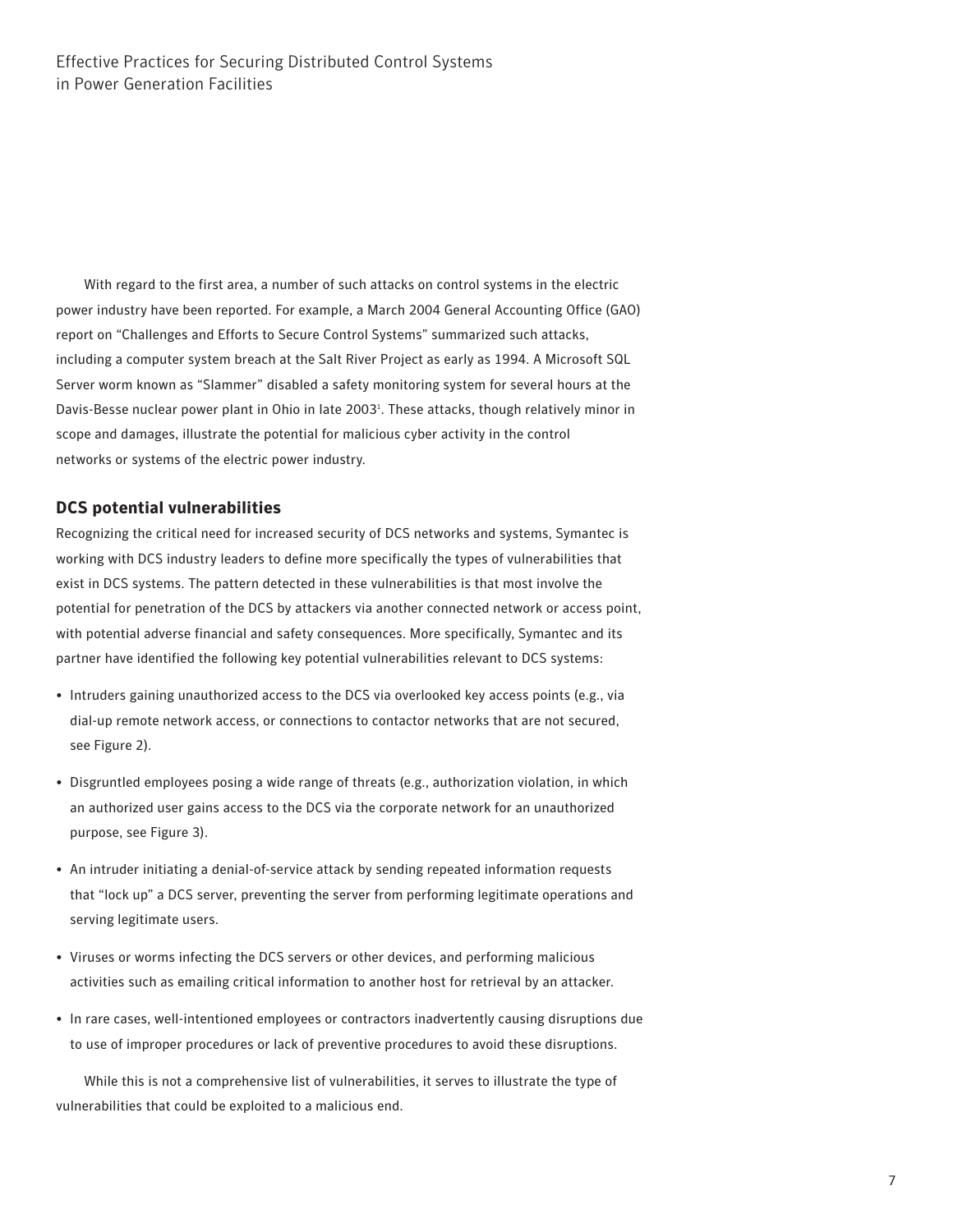With regard to the first area, a number of such attacks on control systems in the electric power industry have been reported. For example, a March 2004 General Accounting Office (GAO) report on "Challenges and Efforts to Secure Control Systems" summarized such attacks, including a computer system breach at the Salt River Project as early as 1994. A Microsoft SQL Server worm known as "Slammer" disabled a safety monitoring system for several hours at the Davis-Besse nuclear power plant in Ohio in late 2003[1]. These attacks, though relatively minor in scope and damages, illustrate the potential for malicious cyber activity in the control networks or systems of the electric power industry.

## DCS potential vulnerabilities

Recognizing the critical need for increased security of DCS networks and systems, Symantec is working with DCS industry leaders to define more specifically the types of vulnerabilities that exist in DCS systems. The pattern detected in these vulnerabilities is that most involve the potential for penetration of the DCS by attackers via another connected network or access point, with potential adverse financial and safety consequences. More specifically, Symantec and its partner have identified the following key potential vulnerabilities relevant to DCS systems:

- Intruders gaining unauthorized access to the DCS via overlooked key access points (e.g., via dial-up remote network access, or connections to contactor networks that are not secured, see Figure 2).
- Disgruntled employees posing a wide range of threats (e.g., authorization violation, in which an authorized user gains access to the DCS via the corporate network for an unauthorized purpose, see Figure 3).
- An intruder initiating a denial-of-service attack by sending repeated information requests that "lock up" a DCS server, preventing the server from performing legitimate operations and serving legitimate users.
- Viruses or worms infecting the DCS servers or other devices, and performing malicious activities such as emailing critical information to another host for retrieval by an attacker.
- In rare cases, well-intentioned employees or contractors inadvertently causing disruptions due to use of improper procedures or lack of preventive procedures to avoid these disruptions.

While this is not a comprehensive list of vulnerabilities, it serves to illustrate the type of vulnerabilities that could be exploited to a malicious end.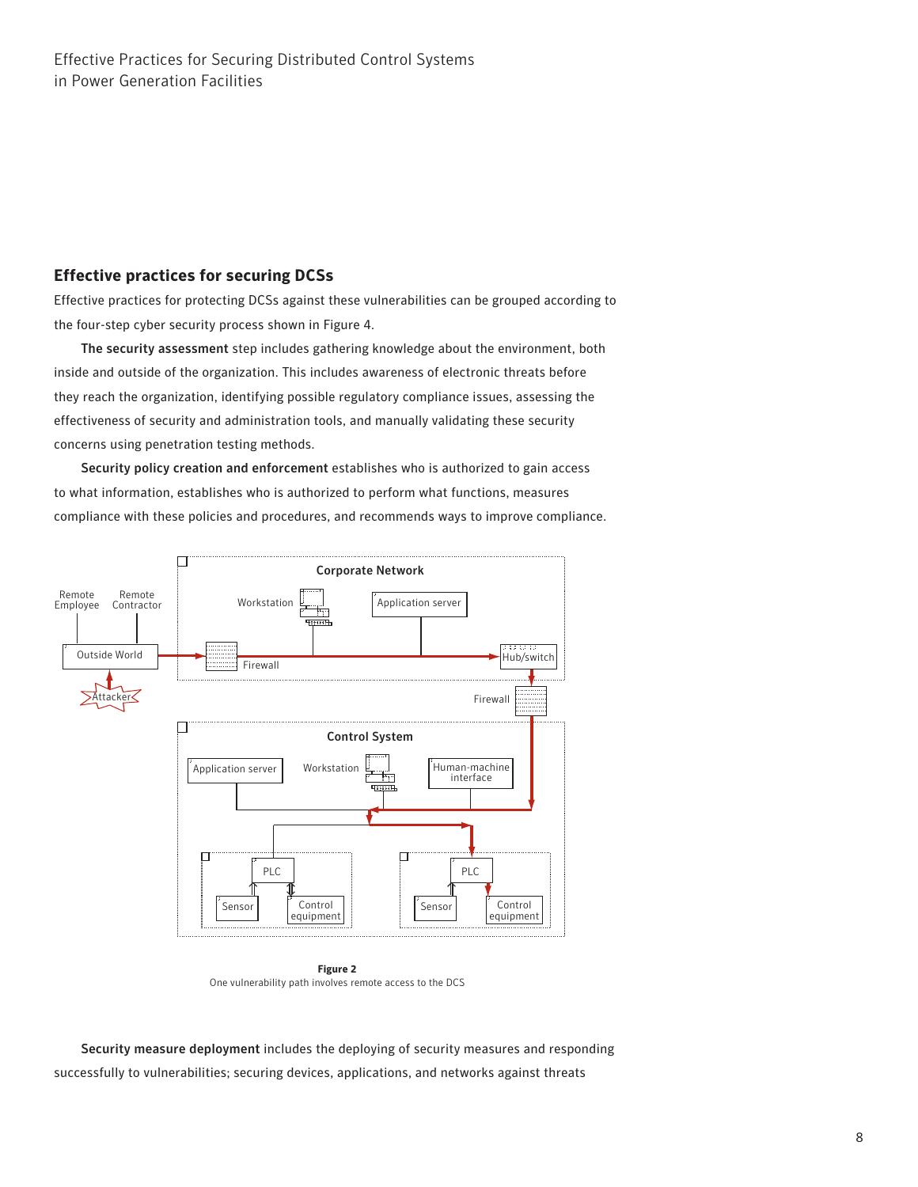## Effective practices for securing DCSs

Effective practices for protecting DCSs against these vulnerabilities can be grouped according to the four-step cyber security process shown in Figure 4.

**The security assessment** step includes gathering knowledge about the environment, both inside and outside of the organization. This includes awareness of electronic threats before they reach the organization, identifying possible regulatory compliance issues, assessing the effectiveness of security and administration tools, and manually validating these security concerns using penetration testing methods.

**Security policy creation and enforcement** establishes who is authorized to gain access to what information, establishes who is authorized to perform what functions, measures compliance with these policies and procedures, and recommends ways to improve compliance.

**Figure 2**
One vulnerability path involves remote access to the DCS

**Security measure deployment** includes the deploying of security measures and responding successfully to vulnerabilities; securing devices, applications, and networks against threats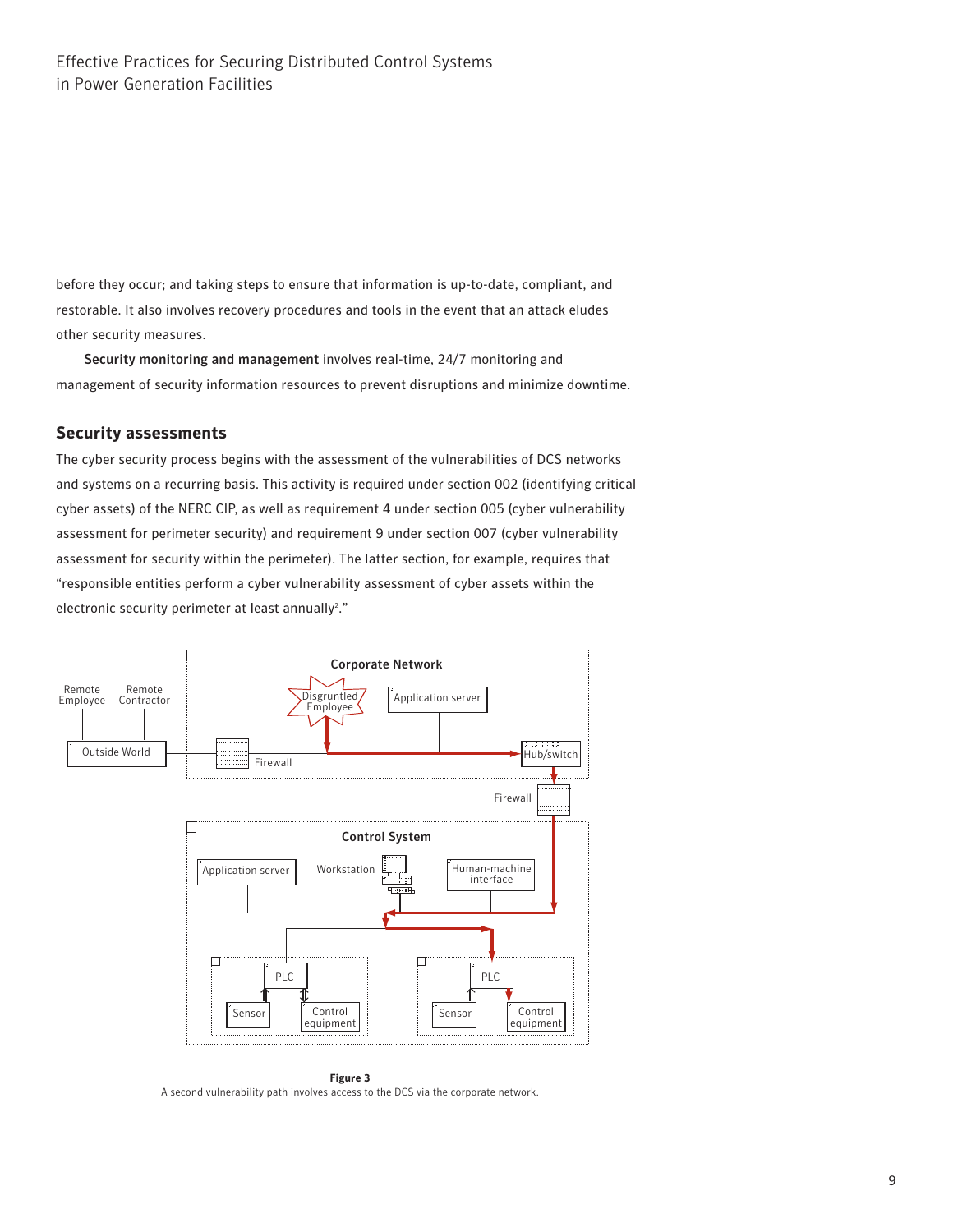before they occur; and taking steps to ensure that information is up-to-date, compliant, and restorable. It also involves recovery procedures and tools in the event that an attack eludes other security measures.

**Security monitoring and management** involves real-time, 24/7 monitoring and management of security information resources to prevent disruptions and minimize downtime.

## Security assessments

The cyber security process begins with the assessment of the vulnerabilities of DCS networks and systems on a recurring basis. This activity is required under section 002 (identifying critical cyber assets) of the NERC CIP, as well as requirement 4 under section 005 (cyber vulnerability assessment for perimeter security) and requirement 9 under section 007 (cyber vulnerability assessment for security within the perimeter). The latter section, for example, requires that "responsible entities perform a cyber vulnerability assessment of cyber assets within the electronic security perimeter at least annually[2]."

**Figure 3**

A second vulnerability path involves access to the DCS via the corporate network.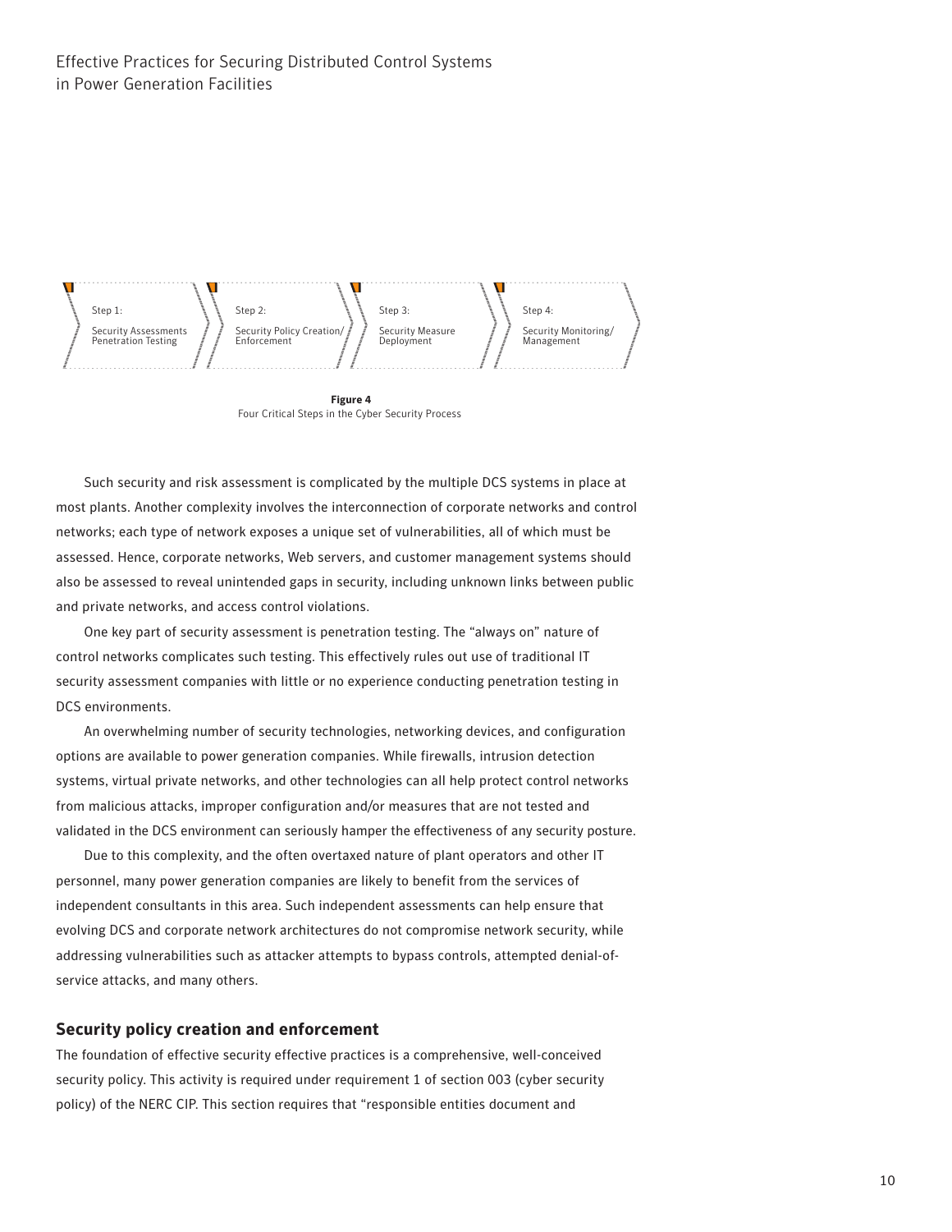Step 1: Security Assessments Penetration Testing

Step 2: Security Policy Creation/ Enforcement

Step 3: Security Measure Deployment

Step 4: Security Monitoring/ Management

**Figure 4**
Four Critical Steps in the Cyber Security Process

Such security and risk assessment is complicated by the multiple DCS systems in place at most plants. Another complexity involves the interconnection of corporate networks and control networks; each type of network exposes a unique set of vulnerabilities, all of which must be assessed. Hence, corporate networks, Web servers, and customer management systems should also be assessed to reveal unintended gaps in security, including unknown links between public and private networks, and access control violations.

One key part of security assessment is penetration testing. The "always on" nature of control networks complicates such testing. This effectively rules out use of traditional IT security assessment companies with little or no experience conducting penetration testing in DCS environments.

An overwhelming number of security technologies, networking devices, and configuration options are available to power generation companies. While firewalls, intrusion detection systems, virtual private networks, and other technologies can all help protect control networks from malicious attacks, improper configuration and/or measures that are not tested and validated in the DCS environment can seriously hamper the effectiveness of any security posture.

Due to this complexity, and the often overtaxed nature of plant operators and other IT personnel, many power generation companies are likely to benefit from the services of independent consultants in this area. Such independent assessments can help ensure that evolving DCS and corporate network architectures do not compromise network security, while addressing vulnerabilities such as attacker attempts to bypass controls, attempted denial-of-service attacks, and many others.

### Security policy creation and enforcement

The foundation of effective security effective practices is a comprehensive, well-conceived security policy. This activity is required under requirement 1 of section 003 (cyber security policy) of the NERC CIP. This section requires that "responsible entities document and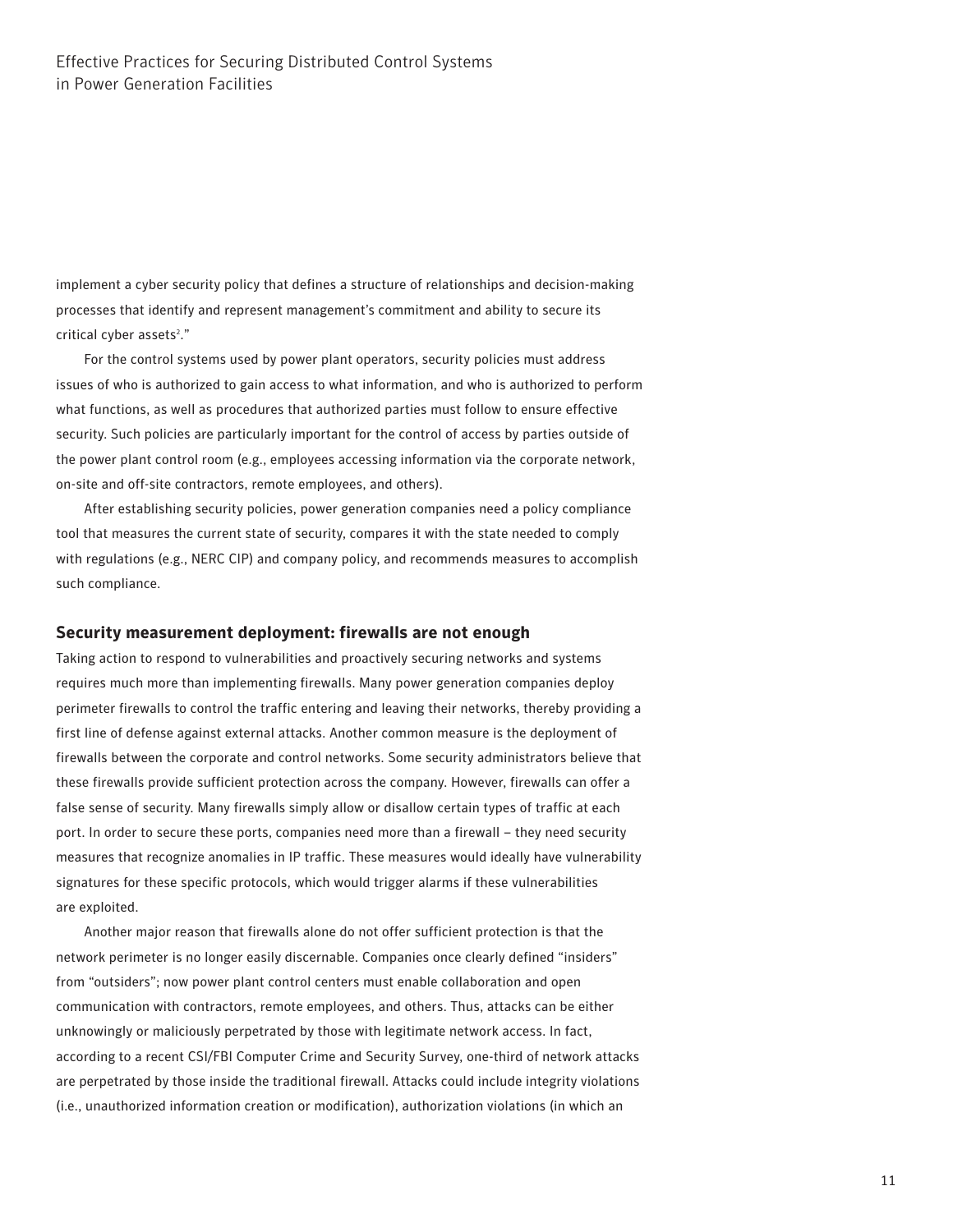implement a cyber security policy that defines a structure of relationships and decision-making processes that identify and represent management's commitment and ability to secure its critical cyber assets[2]."

For the control systems used by power plant operators, security policies must address issues of who is authorized to gain access to what information, and who is authorized to perform what functions, as well as procedures that authorized parties must follow to ensure effective security. Such policies are particularly important for the control of access by parties outside of the power plant control room (e.g., employees accessing information via the corporate network, on-site and off-site contractors, remote employees, and others).

After establishing security policies, power generation companies need a policy compliance tool that measures the current state of security, compares it with the state needed to comply with regulations (e.g., NERC CIP) and company policy, and recommends measures to accomplish such compliance.

## Security measurement deployment: firewalls are not enough

Taking action to respond to vulnerabilities and proactively securing networks and systems requires much more than implementing firewalls. Many power generation companies deploy perimeter firewalls to control the traffic entering and leaving their networks, thereby providing a first line of defense against external attacks. Another common measure is the deployment of firewalls between the corporate and control networks. Some security administrators believe that these firewalls provide sufficient protection across the company. However, firewalls can offer a false sense of security. Many firewalls simply allow or disallow certain types of traffic at each port. In order to secure these ports, companies need more than a firewall – they need security measures that recognize anomalies in IP traffic. These measures would ideally have vulnerability signatures for these specific protocols, which would trigger alarms if these vulnerabilities are exploited.

Another major reason that firewalls alone do not offer sufficient protection is that the network perimeter is no longer easily discernable. Companies once clearly defined "insiders" from "outsiders"; now power plant control centers must enable collaboration and open communication with contractors, remote employees, and others. Thus, attacks can be either unknowingly or maliciously perpetrated by those with legitimate network access. In fact, according to a recent CSI/FBI Computer Crime and Security Survey, one-third of network attacks are perpetrated by those inside the traditional firewall. Attacks could include integrity violations (i.e., unauthorized information creation or modification), authorization violations (in which an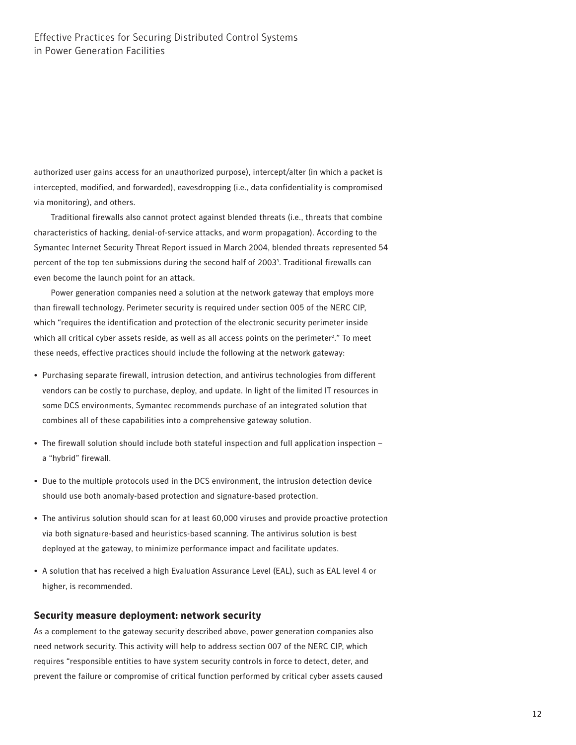authorized user gains access for an unauthorized purpose), intercept/alter (in which a packet is intercepted, modified, and forwarded), eavesdropping (i.e., data confidentiality is compromised via monitoring), and others.

Traditional firewalls also cannot protect against blended threats (i.e., threats that combine characteristics of hacking, denial-of-service attacks, and worm propagation). According to the Symantec Internet Security Threat Report issued in March 2004, blended threats represented 54 percent of the top ten submissions during the second half of 2003[3]. Traditional firewalls can even become the launch point for an attack.

Power generation companies need a solution at the network gateway that employs more than firewall technology. Perimeter security is required under section 005 of the NERC CIP, which "requires the identification and protection of the electronic security perimeter inside which all critical cyber assets reside, as well as all access points on the perimeter[2]." To meet these needs, effective practices should include the following at the network gateway:

- Purchasing separate firewall, intrusion detection, and antivirus technologies from different vendors can be costly to purchase, deploy, and update. In light of the limited IT resources in some DCS environments, Symantec recommends purchase of an integrated solution that combines all of these capabilities into a comprehensive gateway solution.
- The firewall solution should include both stateful inspection and full application inspection – a "hybrid" firewall.
- Due to the multiple protocols used in the DCS environment, the intrusion detection device should use both anomaly-based protection and signature-based protection.
- The antivirus solution should scan for at least 60,000 viruses and provide proactive protection via both signature-based and heuristics-based scanning. The antivirus solution is best deployed at the gateway, to minimize performance impact and facilitate updates.
- A solution that has received a high Evaluation Assurance Level (EAL), such as EAL level 4 or higher, is recommended.

## Security measure deployment: network security

As a complement to the gateway security described above, power generation companies also need network security. This activity will help to address section 007 of the NERC CIP, which requires "responsible entities to have system security controls in force to detect, deter, and prevent the failure or compromise of critical function performed by critical cyber assets caused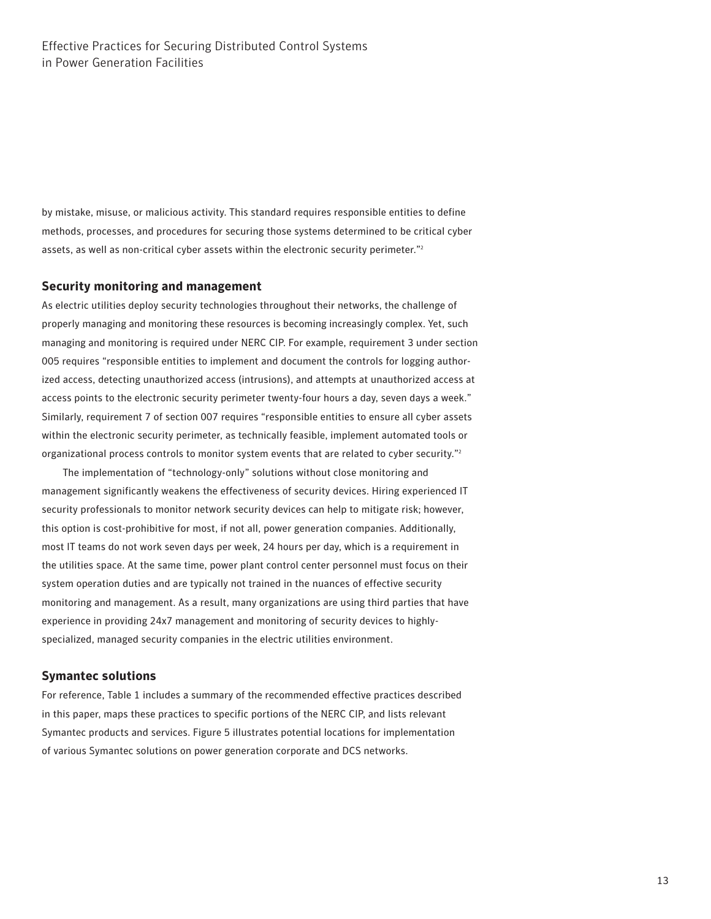by mistake, misuse, or malicious activity. This standard requires responsible entities to define methods, processes, and procedures for securing those systems determined to be critical cyber assets, as well as non-critical cyber assets within the electronic security perimeter."[2]

## Security monitoring and management

As electric utilities deploy security technologies throughout their networks, the challenge of properly managing and monitoring these resources is becoming increasingly complex. Yet, such managing and monitoring is required under NERC CIP. For example, requirement 3 under section 005 requires "responsible entities to implement and document the controls for logging authorized access, detecting unauthorized access (intrusions), and attempts at unauthorized access at access points to the electronic security perimeter twenty-four hours a day, seven days a week." Similarly, requirement 7 of section 007 requires "responsible entities to ensure all cyber assets within the electronic security perimeter, as technically feasible, implement automated tools or organizational process controls to monitor system events that are related to cyber security."[2]

The implementation of "technology-only" solutions without close monitoring and management significantly weakens the effectiveness of security devices. Hiring experienced IT security professionals to monitor network security devices can help to mitigate risk; however, this option is cost-prohibitive for most, if not all, power generation companies. Additionally, most IT teams do not work seven days per week, 24 hours per day, which is a requirement in the utilities space. At the same time, power plant control center personnel must focus on their system operation duties and are typically not trained in the nuances of effective security monitoring and management. As a result, many organizations are using third parties that have experience in providing 24x7 management and monitoring of security devices to highly-specialized, managed security companies in the electric utilities environment.

## Symantec solutions

For reference, Table 1 includes a summary of the recommended effective practices described in this paper, maps these practices to specific portions of the NERC CIP, and lists relevant Symantec products and services. Figure 5 illustrates potential locations for implementation of various Symantec solutions on power generation corporate and DCS networks.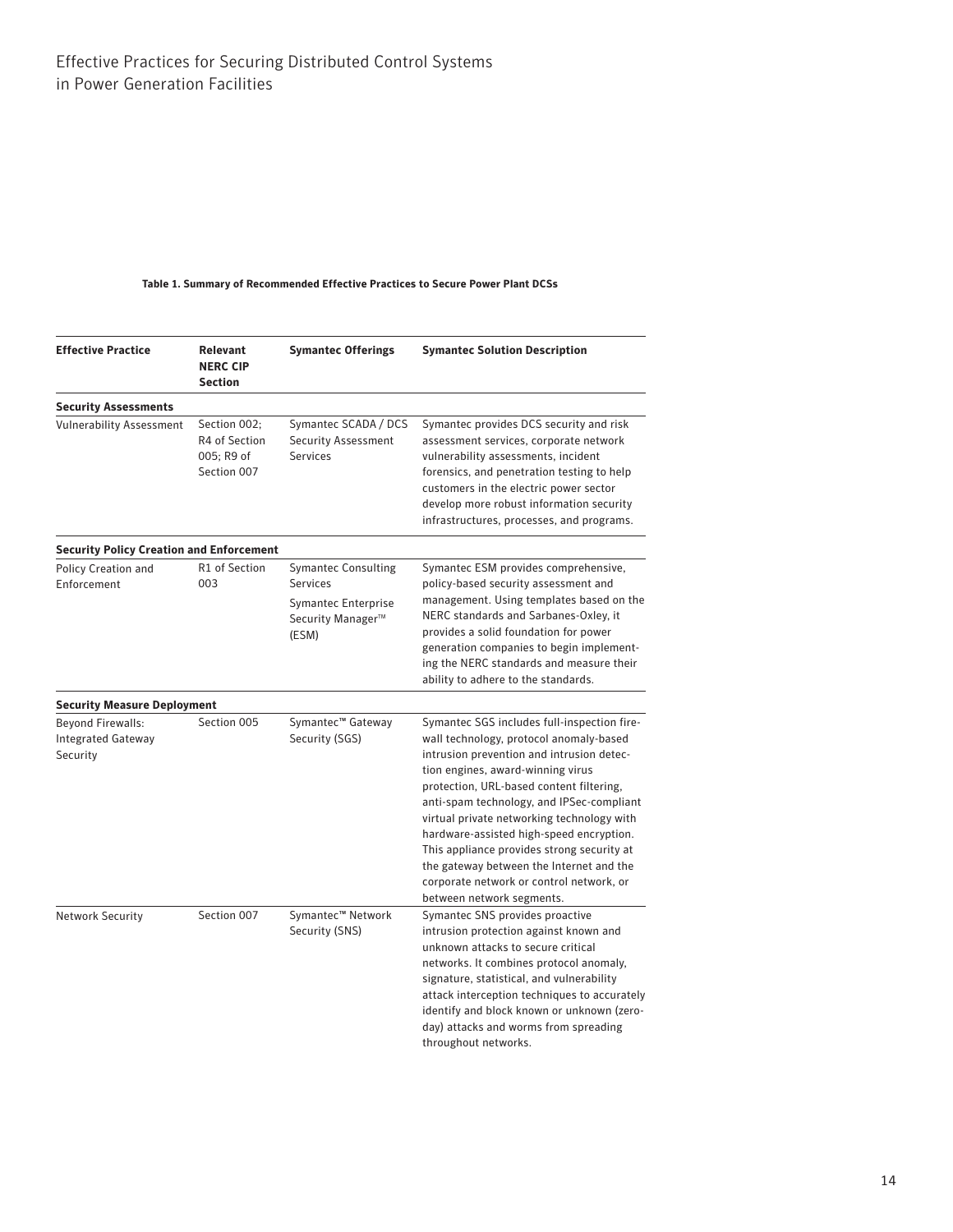**Table 1. Summary of Recommended Effective Practices to Secure Power Plant DCSs**

| Effective Practice | Relevant NERC CIP Section | Symantec Offerings | Symantec Solution Description |
|---|---|---|---|
| **Security Assessments** | | | |
| Vulnerability Assessment | Section 002; R4 of Section 005; R9 of Section 007 | Symantec SCADA / DCS Security Assessment Services | Symantec provides DCS security and risk assessment services, corporate network vulnerability assessments, incident forensics, and penetration testing to help customers in the electric power sector develop more robust information security infrastructures, processes, and programs. |
| **Security Policy Creation and Enforcement** | | | |
| Policy Creation and Enforcement | R1 of Section 003 | Symantec Consulting Services<br>Symantec Enterprise Security Manager™ (ESM) | Symantec ESM provides comprehensive, policy-based security assessment and management. Using templates based on the NERC standards and Sarbanes-Oxley, it provides a solid foundation for power generation companies to begin implementing the NERC standards and measure their ability to adhere to the standards. |
| **Security Measure Deployment** | | | |
| Beyond Firewalls: Integrated Gateway Security | Section 005 | Symantec™ Gateway Security (SGS) | Symantec SGS includes full-inspection firewall technology, protocol anomaly-based intrusion prevention and intrusion detection engines, award-winning virus protection, URL-based content filtering, anti-spam technology, and IPSec-compliant virtual private networking technology with hardware-assisted high-speed encryption. This appliance provides strong security at the gateway between the Internet and the corporate network or control network, or between network segments. |
| Network Security | Section 007 | Symantec™ Network Security (SNS) | Symantec SNS provides proactive intrusion protection against known and unknown attacks to secure critical networks. It combines protocol anomaly, signature, statistical, and vulnerability attack interception techniques to accurately identify and block known or unknown (zero-day) attacks and worms from spreading throughout networks. |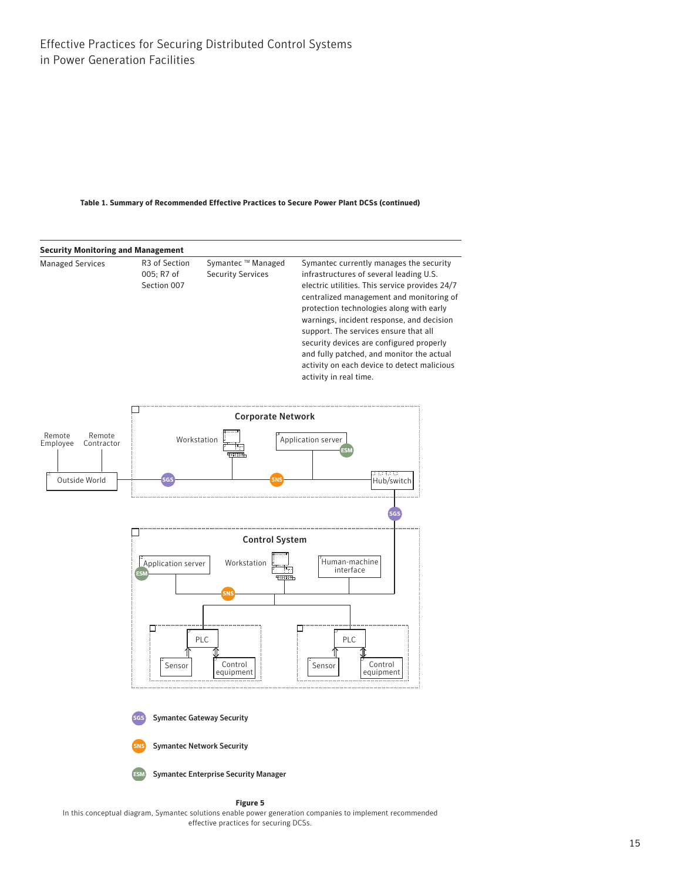**Table 1. Summary of Recommended Effective Practices to Secure Power Plant DCSs (continued)**

| | | | |
|---|---|---|---|
| **Security Monitoring and Management** | | | |
| Managed Services | R3 of Section 005; R7 of Section 007 | Symantec ™ Managed Security Services | Symantec currently manages the security infrastructures of several leading U.S. electric utilities. This service provides 24/7 centralized management and monitoring of protection technologies along with early warnings, incident response, and decision support. The services ensure that all security devices are configured properly and fully patched, and monitor the actual activity on each device to detect malicious activity in real time. |

**Figure 5**

In this conceptual diagram, Symantec solutions enable power generation companies to implement recommended effective practices for securing DCSs.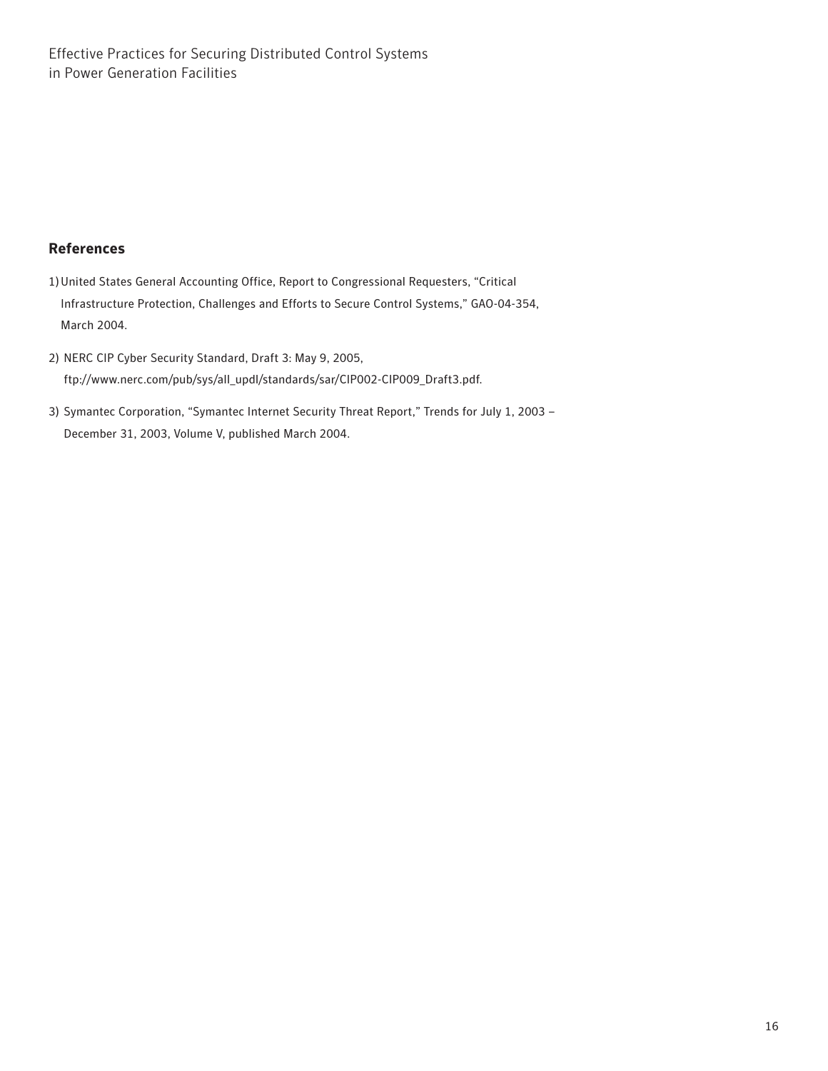## References

1) United States General Accounting Office, Report to Congressional Requesters, "Critical Infrastructure Protection, Challenges and Efforts to Secure Control Systems," GAO-04-354, March 2004.

2) NERC CIP Cyber Security Standard, Draft 3: May 9, 2005, ftp://www.nerc.com/pub/sys/all_updl/standards/sar/CIP002-CIP009_Draft3.pdf.

3) Symantec Corporation, "Symantec Internet Security Threat Report," Trends for July 1, 2003 – December 31, 2003, Volume V, published March 2004.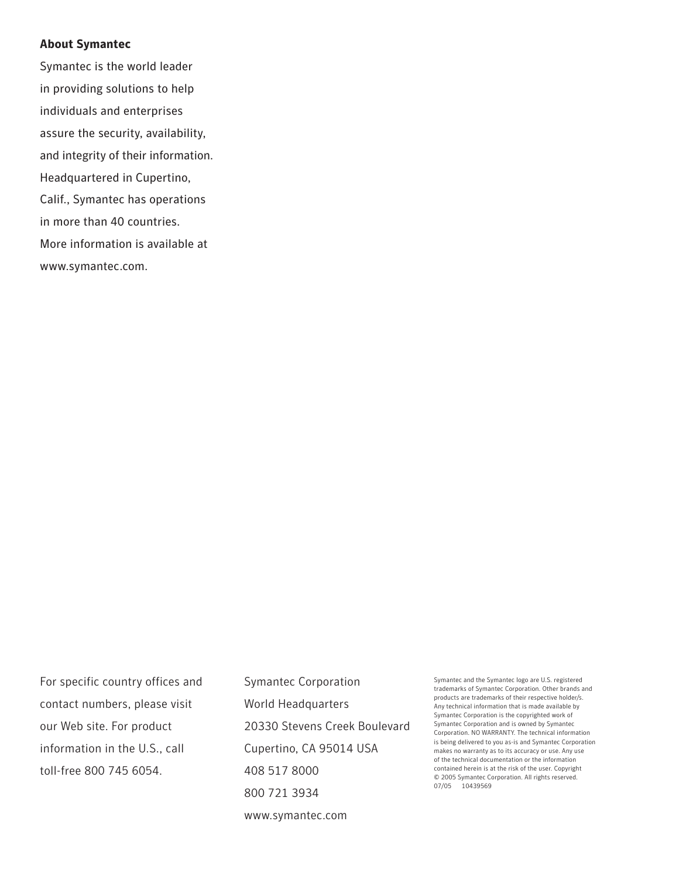**About Symantec**

Symantec is the world leader in providing solutions to help individuals and enterprises assure the security, availability, and integrity of their information. Headquartered in Cupertino, Calif., Symantec has operations in more than 40 countries. More information is available at www.symantec.com.

For specific country offices and contact numbers, please visit our Web site. For product information in the U.S., call toll-free 800 745 6054.

Symantec Corporation
World Headquarters
20330 Stevens Creek Boulevard
Cupertino, CA 95014 USA
408 517 8000
800 721 3934
www.symantec.com

Symantec and the Symantec logo are U.S. registered trademarks of Symantec Corporation. Other brands and products are trademarks of their respective holder/s. Any technical information that is made available by Symantec Corporation is the copyrighted work of Symantec Corporation and is owned by Symantec Corporation. NO WARRANTY. The technical information is being delivered to you as-is and Symantec Corporation makes no warranty as to its accuracy or use. Any use of the technical documentation or the information contained herein is at the risk of the user. Copyright © 2005 Symantec Corporation. All rights reserved. 07/05 10439569